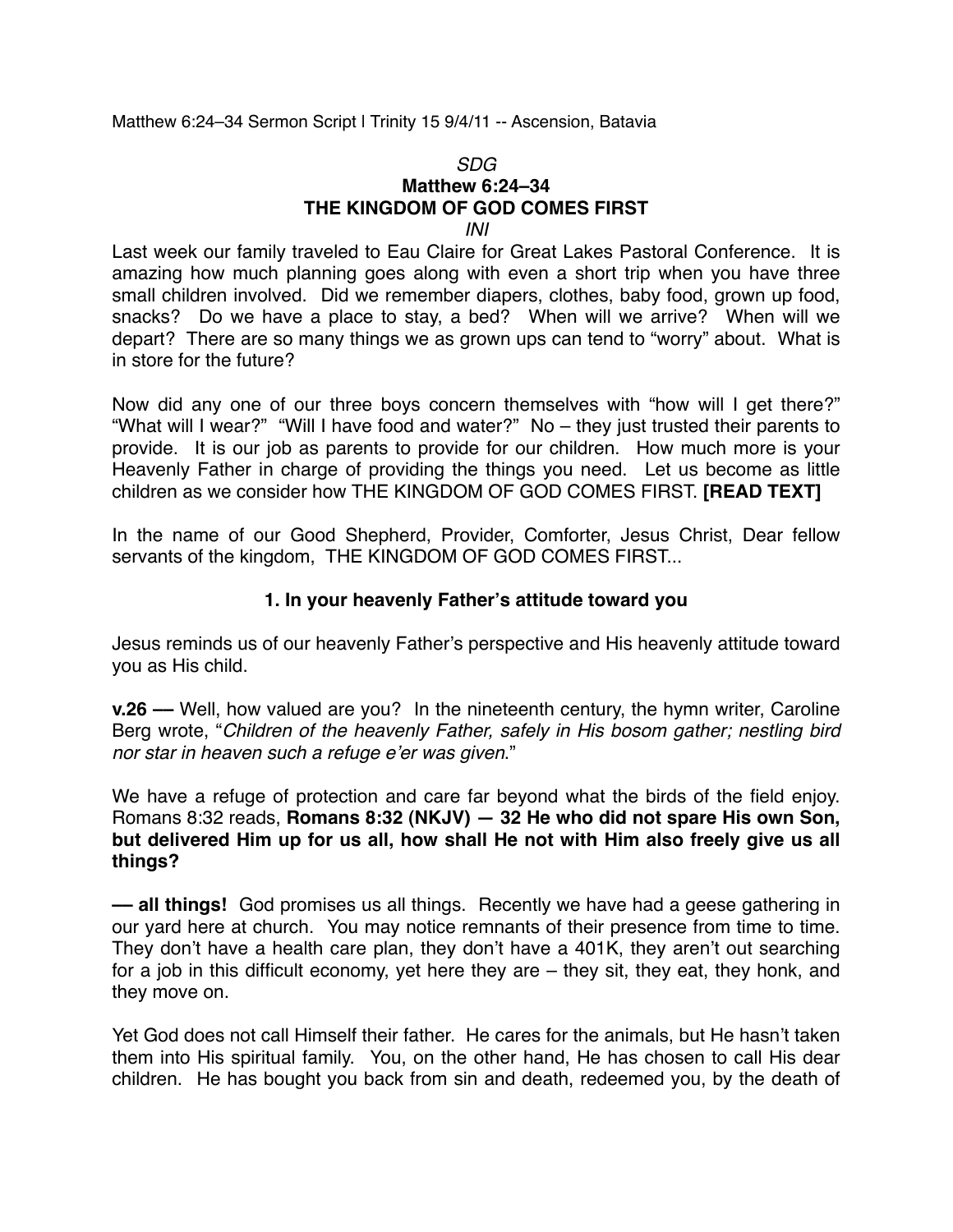Matthew 6:24–34 Sermon Script | Trinity 15 9/4/11 -- Ascension, Batavia

*SDG*

**Matthew 6:24–34**

**THE KINGDOM OF GOD COMES FIRST**

*INI*

Last week our family traveled to Eau Claire for Great Lakes Pastoral Conference. It is amazing how much planning goes along with even a short trip when you have three small children involved. Did we remember diapers, clothes, baby food, grown up food, snacks? Do we have a place to stay, a bed? When will we arrive? When will we depart? There are so many things we as grown ups can tend to "worry" about. What is in store for the future?

Now did any one of our three boys concern themselves with "how will I get there?" "What will I wear?" "Will I have food and water?" No – they just trusted their parents to provide. It is our job as parents to provide for our children. How much more is your Heavenly Father in charge of providing the things you need. Let us become as little children as we consider how THE KINGDOM OF GOD COMES FIRST. **[READ TEXT]**

In the name of our Good Shepherd, Provider, Comforter, Jesus Christ, Dear fellow servants of the kingdom, THE KINGDOM OF GOD COMES FIRST...

## 1. In your heavenly Father's attitude toward you

Jesus reminds us of our heavenly Father's perspective and His heavenly attitude toward you as His child.

**v.26 —** Well, how valued are you? In the nineteenth century, the hymn writer, Caroline Berg wrote, "*Children of the heavenly Father, safely in His bosom gather; nestling bird nor star in heaven such a refuge e'er was given*."

We have a refuge of protection and care far beyond what the birds of the field enjoy. Romans 8:32 reads, **Romans 8:32 (NKJV) — 32 He who did not spare His own Son, but delivered Him up for us all, how shall He not with Him also freely give us all things?**

**— all things!** God promises us all things. Recently we have had a geese gathering in our yard here at church. You may notice remnants of their presence from time to time. They don't have a health care plan, they don't have a 401K, they aren't out searching for a job in this difficult economy, yet here they are – they sit, they eat, they honk, and they move on.

Yet God does not call Himself their father. He cares for the animals, but He hasn't taken them into His spiritual family. You, on the other hand, He has chosen to call His dear children. He has bought you back from sin and death, redeemed you, by the death of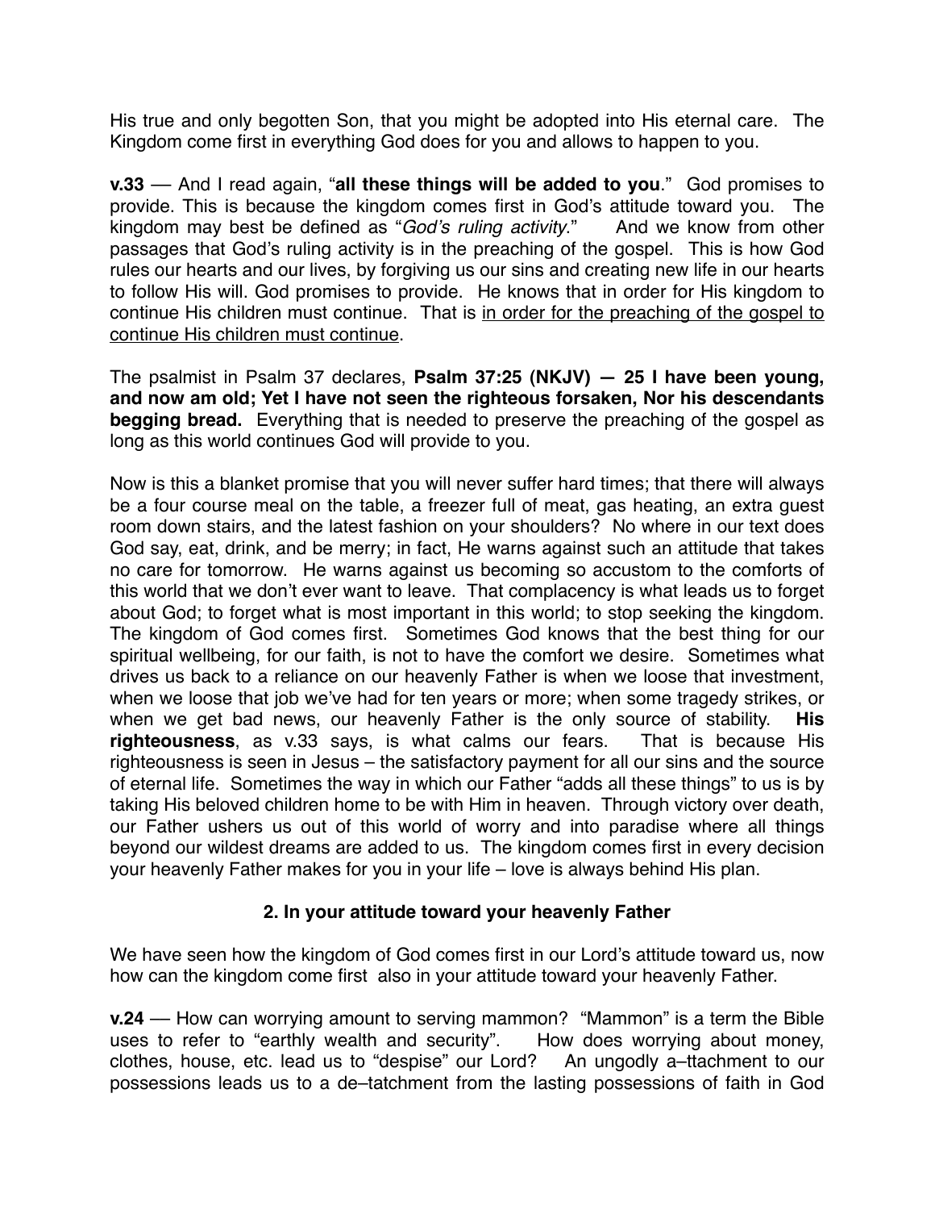His true and only begotten Son, that you might be adopted into His eternal care. The Kingdom come first in everything God does for you and allows to happen to you.

**v.33** — And I read again, "**all these things will be added to you**." God promises to provide. This is because the kingdom comes first in God's attitude toward you. The kingdom may best be defined as "*God's ruling activity*." And we know from other passages that God's ruling activity is in the preaching of the gospel. This is how God rules our hearts and our lives, by forgiving us our sins and creating new life in our hearts to follow His will. God promises to provide. He knows that in order for His kingdom to continue His children must continue. That is <u>in order for the preaching of the gospel to continue His children must continue</u>.

The psalmist in Psalm 37 declares, **Psalm 37:25 (NKJV) — 25 I have been young, and now am old; Yet I have not seen the righteous forsaken, Nor his descendants begging bread.** Everything that is needed to preserve the preaching of the gospel as long as this world continues God will provide to you.

Now is this a blanket promise that you will never suffer hard times; that there will always be a four course meal on the table, a freezer full of meat, gas heating, an extra guest room down stairs, and the latest fashion on your shoulders? No where in our text does God say, eat, drink, and be merry; in fact, He warns against such an attitude that takes no care for tomorrow. He warns against us becoming so accustom to the comforts of this world that we don't ever want to leave. That complacency is what leads us to forget about God; to forget what is most important in this world; to stop seeking the kingdom. The kingdom of God comes first. Sometimes God knows that the best thing for our spiritual wellbeing, for our faith, is not to have the comfort we desire. Sometimes what drives us back to a reliance on our heavenly Father is when we loose that investment, when we loose that job we've had for ten years or more; when some tragedy strikes, or when we get bad news, our heavenly Father is the only source of stability. **His righteousness**, as v.33 says, is what calms our fears. That is because His righteousness is seen in Jesus – the satisfactory payment for all our sins and the source of eternal life. Sometimes the way in which our Father "adds all these things" to us is by taking His beloved children home to be with Him in heaven. Through victory over death, our Father ushers us out of this world of worry and into paradise where all things beyond our wildest dreams are added to us. The kingdom comes first in every decision your heavenly Father makes for you in your life – love is always behind His plan.

### 2. In your attitude toward your heavenly Father

We have seen how the kingdom of God comes first in our Lord's attitude toward us, now how can the kingdom come first also in your attitude toward your heavenly Father.

**v.24** — How can worrying amount to serving mammon? "Mammon" is a term the Bible uses to refer to "earthly wealth and security". How does worrying about money, clothes, house, etc. lead us to "despise" our Lord? An ungodly a–ttachment to our possessions leads us to a de–tatchment from the lasting possessions of faith in God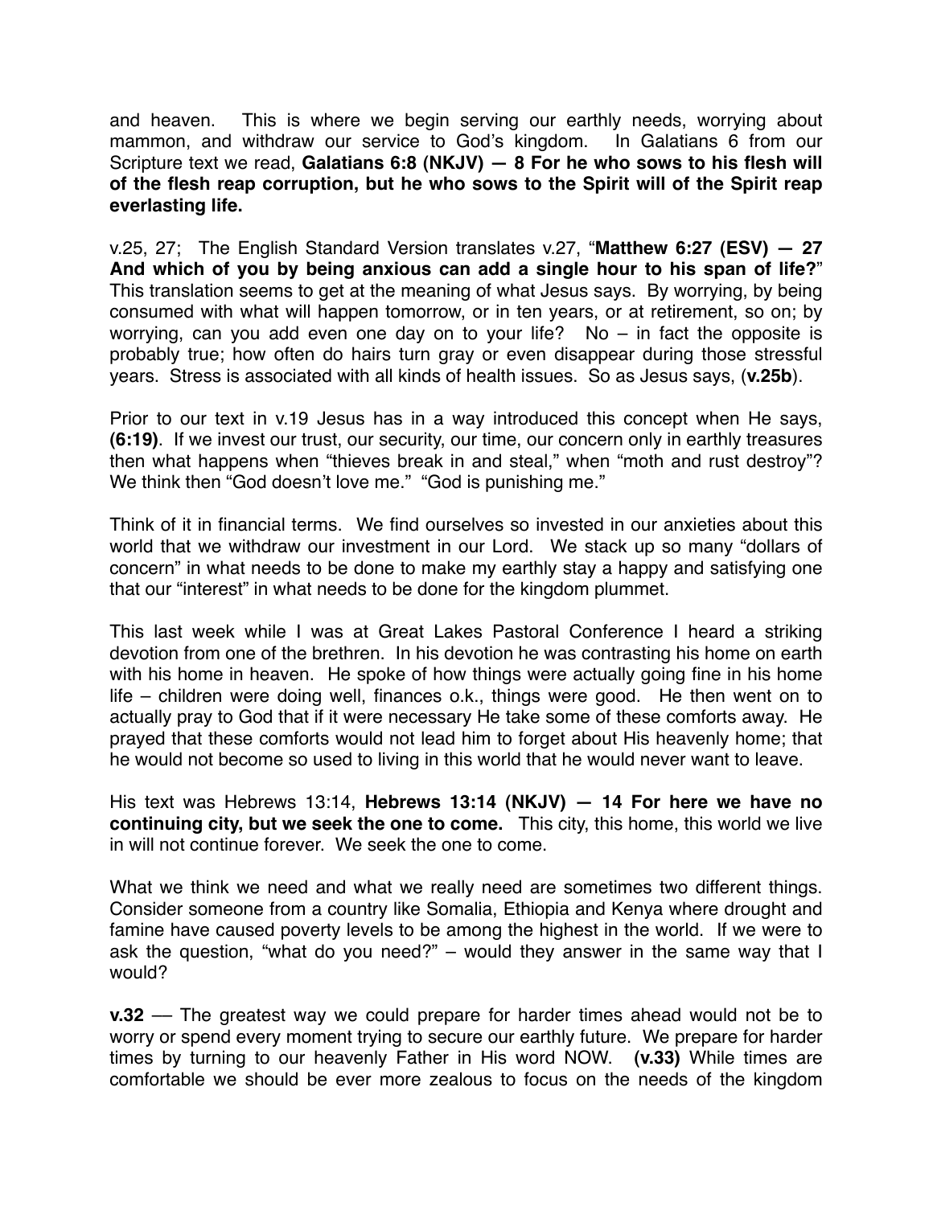and heaven. This is where we begin serving our earthly needs, worrying about mammon, and withdraw our service to God's kingdom. In Galatians 6 from our Scripture text we read, **Galatians 6:8 (NKJV) — 8 For he who sows to his flesh will of the flesh reap corruption, but he who sows to the Spirit will of the Spirit reap everlasting life.**

v.25, 27; The English Standard Version translates v.27, "**Matthew 6:27 (ESV) — 27 And which of you by being anxious can add a single hour to his span of life?**" This translation seems to get at the meaning of what Jesus says. By worrying, by being consumed with what will happen tomorrow, or in ten years, or at retirement, so on; by worrying, can you add even one day on to your life? No – in fact the opposite is probably true; how often do hairs turn gray or even disappear during those stressful years. Stress is associated with all kinds of health issues. So as Jesus says, (**v.25b**).

Prior to our text in v.19 Jesus has in a way introduced this concept when He says, **(6:19)**. If we invest our trust, our security, our time, our concern only in earthly treasures then what happens when "thieves break in and steal," when "moth and rust destroy"? We think then "God doesn't love me." "God is punishing me."

Think of it in financial terms. We find ourselves so invested in our anxieties about this world that we withdraw our investment in our Lord. We stack up so many "dollars of concern" in what needs to be done to make my earthly stay a happy and satisfying one that our "interest" in what needs to be done for the kingdom plummet.

This last week while I was at Great Lakes Pastoral Conference I heard a striking devotion from one of the brethren. In his devotion he was contrasting his home on earth with his home in heaven. He spoke of how things were actually going fine in his home life – children were doing well, finances o.k., things were good. He then went on to actually pray to God that if it were necessary He take some of these comforts away. He prayed that these comforts would not lead him to forget about His heavenly home; that he would not become so used to living in this world that he would never want to leave.

His text was Hebrews 13:14, **Hebrews 13:14 (NKJV) — 14 For here we have no continuing city, but we seek the one to come.** This city, this home, this world we live in will not continue forever. We seek the one to come.

What we think we need and what we really need are sometimes two different things. Consider someone from a country like Somalia, Ethiopia and Kenya where drought and famine have caused poverty levels to be among the highest in the world. If we were to ask the question, "what do you need?" – would they answer in the same way that I would?

**v.32** –– The greatest way we could prepare for harder times ahead would not be to worry or spend every moment trying to secure our earthly future. We prepare for harder times by turning to our heavenly Father in His word NOW. **(v.33)** While times are comfortable we should be ever more zealous to focus on the needs of the kingdom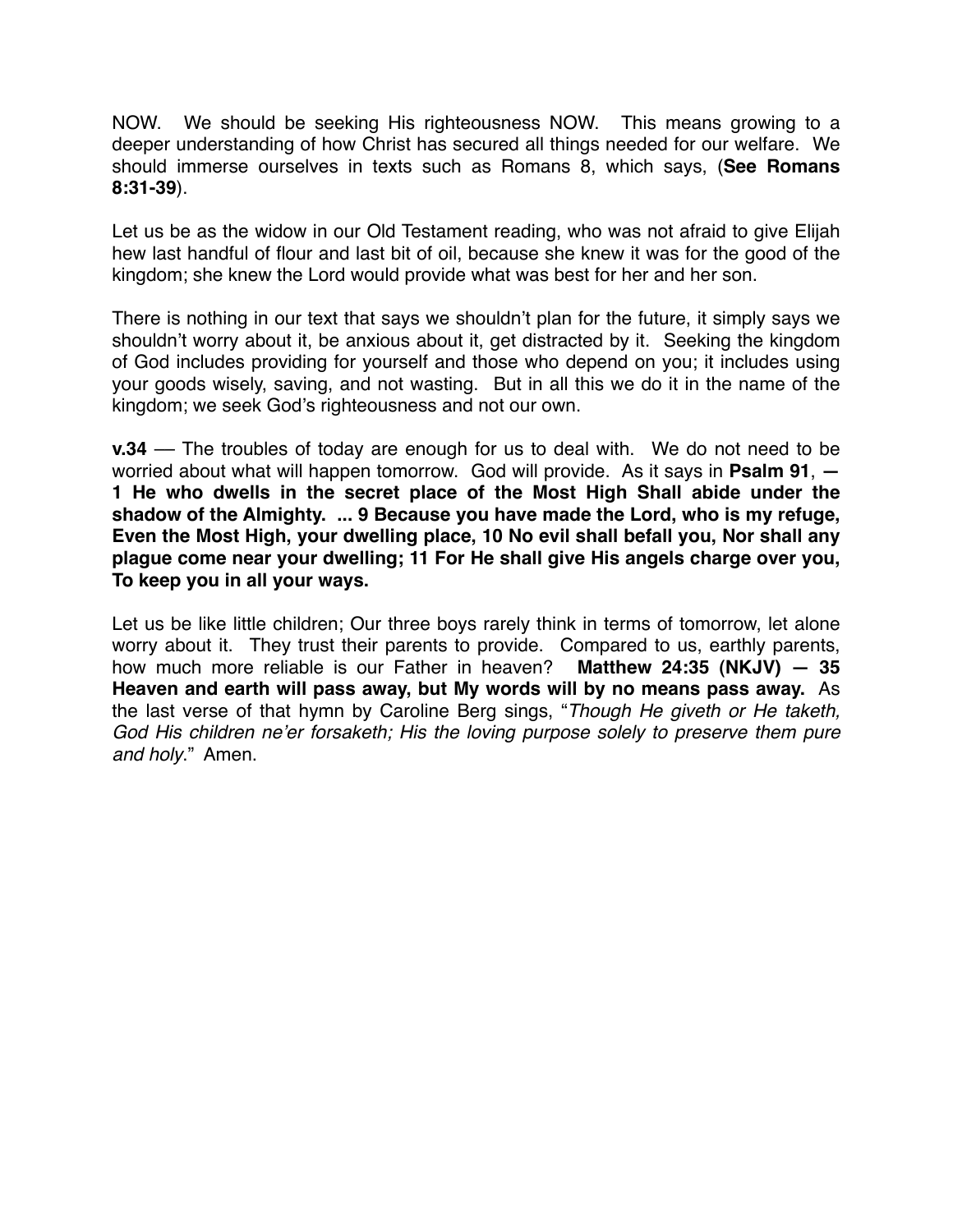NOW. We should be seeking His righteousness NOW. This means growing to a deeper understanding of how Christ has secured all things needed for our welfare. We should immerse ourselves in texts such as Romans 8, which says, (**See Romans 8:31-39**).

Let us be as the widow in our Old Testament reading, who was not afraid to give Elijah hew last handful of flour and last bit of oil, because she knew it was for the good of the kingdom; she knew the Lord would provide what was best for her and her son.

There is nothing in our text that says we shouldn't plan for the future, it simply says we shouldn't worry about it, be anxious about it, get distracted by it. Seeking the kingdom of God includes providing for yourself and those who depend on you; it includes using your goods wisely, saving, and not wasting. But in all this we do it in the name of the kingdom; we seek God's righteousness and not our own.

**v.34** — The troubles of today are enough for us to deal with. We do not need to be worried about what will happen tomorrow. God will provide. As it says in **Psalm 91**, **— 1 He who dwells in the secret place of the Most High Shall abide under the shadow of the Almighty. ... 9 Because you have made the Lord, who is my refuge, Even the Most High, your dwelling place, 10 No evil shall befall you, Nor shall any plague come near your dwelling; 11 For He shall give His angels charge over you, To keep you in all your ways.**

Let us be like little children; Our three boys rarely think in terms of tomorrow, let alone worry about it. They trust their parents to provide. Compared to us, earthly parents, how much more reliable is our Father in heaven? **Matthew 24:35 (NKJV) — 35 Heaven and earth will pass away, but My words will by no means pass away.** As the last verse of that hymn by Caroline Berg sings, "*Though He giveth or He taketh, God His children ne'er forsaketh; His the loving purpose solely to preserve them pure and holy*." Amen.